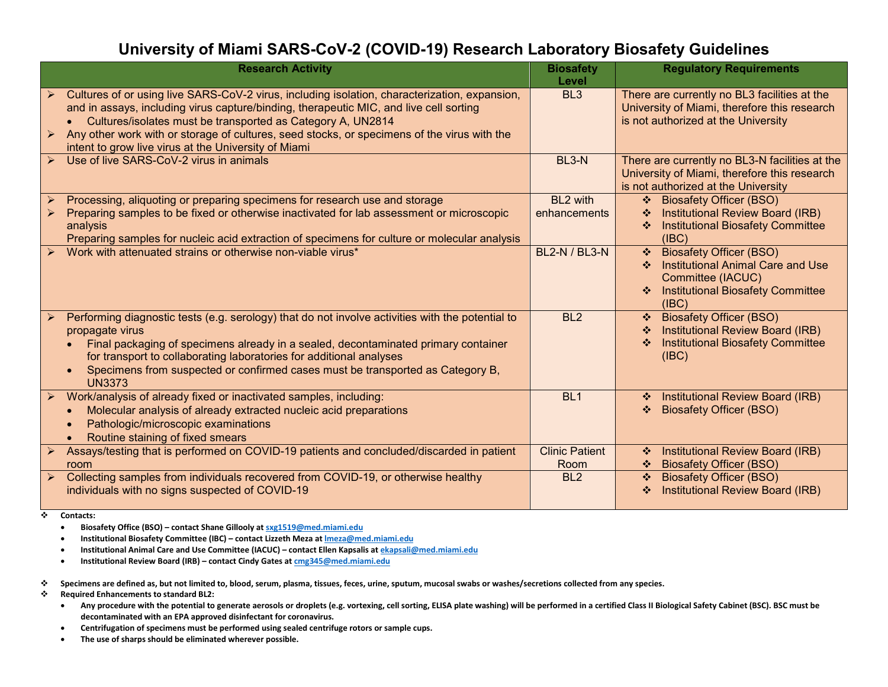# University of Miami SARS-CoV-2 (COVID-19) Research Laboratory Biosafety Guidelines

| Research Activity | Biosafety Level | Regulatory Requirements |
|---|---|---|
| ➢ Cultures of or using live SARS-CoV-2 virus, including isolation, characterization, expansion, and in assays, including virus capture/binding, therapeutic MIC, and live cell sorting<br>• Cultures/isolates must be transported as Category A, UN2814<br>➢ Any other work with or storage of cultures, seed stocks, or specimens of the virus with the intent to grow live virus at the University of Miami | BL3 | There are currently no BL3 facilities at the University of Miami, therefore this research is not authorized at the University |
| ➢ Use of live SARS-CoV-2 virus in animals | BL3-N | There are currently no BL3-N facilities at the University of Miami, therefore this research is not authorized at the University |
| ➢ Processing, aliquoting or preparing specimens for research use and storage<br>➢ Preparing samples to be fixed or otherwise inactivated for lab assessment or microscopic analysis<br>Preparing samples for nucleic acid extraction of specimens for culture or molecular analysis | BL2 with enhancements | ❖ Biosafety Officer (BSO)<br>❖ Institutional Review Board (IRB)<br>❖ Institutional Biosafety Committee (IBC) |
| ➢ Work with attenuated strains or otherwise non-viable virus* | BL2-N / BL3-N | ❖ Biosafety Officer (BSO)<br>❖ Institutional Animal Care and Use Committee (IACUC)<br>❖ Institutional Biosafety Committee (IBC) |
| ➢ Performing diagnostic tests (e.g. serology) that do not involve activities with the potential to propagate virus<br>• Final packaging of specimens already in a sealed, decontaminated primary container for transport to collaborating laboratories for additional analyses<br>• Specimens from suspected or confirmed cases must be transported as Category B, UN3373 | BL2 | ❖ Biosafety Officer (BSO)<br>❖ Institutional Review Board (IRB)<br>❖ Institutional Biosafety Committee (IBC) |
| ➢ Work/analysis of already fixed or inactivated samples, including:<br>• Molecular analysis of already extracted nucleic acid preparations<br>• Pathologic/microscopic examinations<br>• Routine staining of fixed smears | BL1 | ❖ Institutional Review Board (IRB)<br>❖ Biosafety Officer (BSO) |
| ➢ Assays/testing that is performed on COVID-19 patients and concluded/discarded in patient room | Clinic Patient Room | ❖ Institutional Review Board (IRB)<br>❖ Biosafety Officer (BSO) |
| ➢ Collecting samples from individuals recovered from COVID-19, or otherwise healthy individuals with no signs suspected of COVID-19 | BL2 | ❖ Biosafety Officer (BSO)<br>❖ Institutional Review Board (IRB) |

❖ **Contacts:**
- **Biosafety Office (BSO) – contact Shane Gillooly at sxg1519@med.miami.edu**
- **Institutional Biosafety Committee (IBC) – contact Lizzeth Meza at lmeza@med.miami.edu**
- **Institutional Animal Care and Use Committee (IACUC) – contact Ellen Kapsalis at ekapsali@med.miami.edu**
- **Institutional Review Board (IRB) – contact Cindy Gates at cmg345@med.miami.edu**

❖ **Specimens are defined as, but not limited to, blood, serum, plasma, tissues, feces, urine, sputum, mucosal swabs or washes/secretions collected from any species.**

❖ **Required Enhancements to standard BL2:**
- **Any procedure with the potential to generate aerosols or droplets (e.g. vortexing, cell sorting, ELISA plate washing) will be performed in a certified Class II Biological Safety Cabinet (BSC). BSC must be decontaminated with an EPA approved disinfectant for coronavirus.**
- **Centrifugation of specimens must be performed using sealed centrifuge rotors or sample cups.**
- **The use of sharps should be eliminated wherever possible.**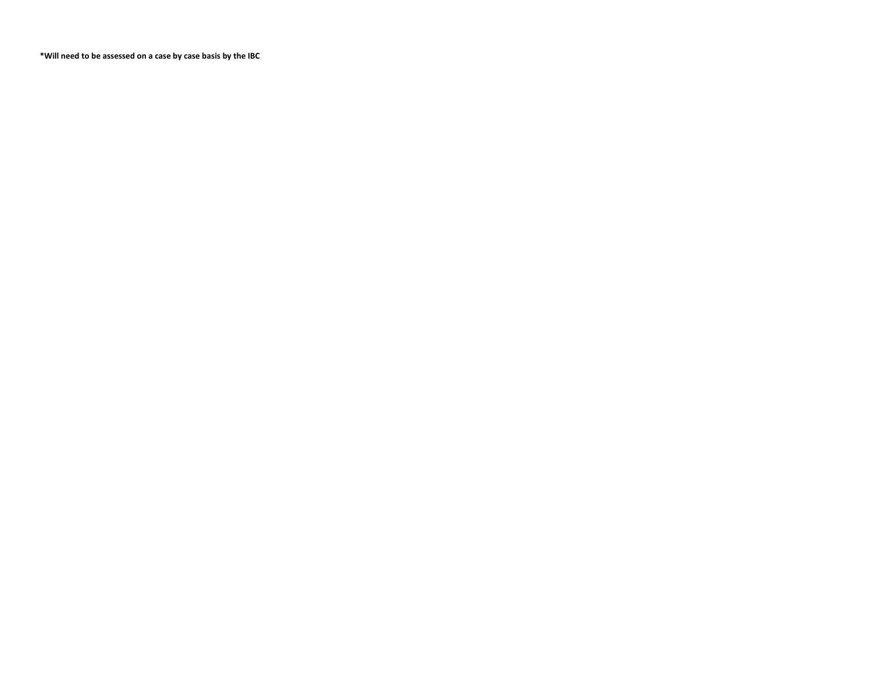**\*Will need to be assessed on a case by case basis by the IBC**